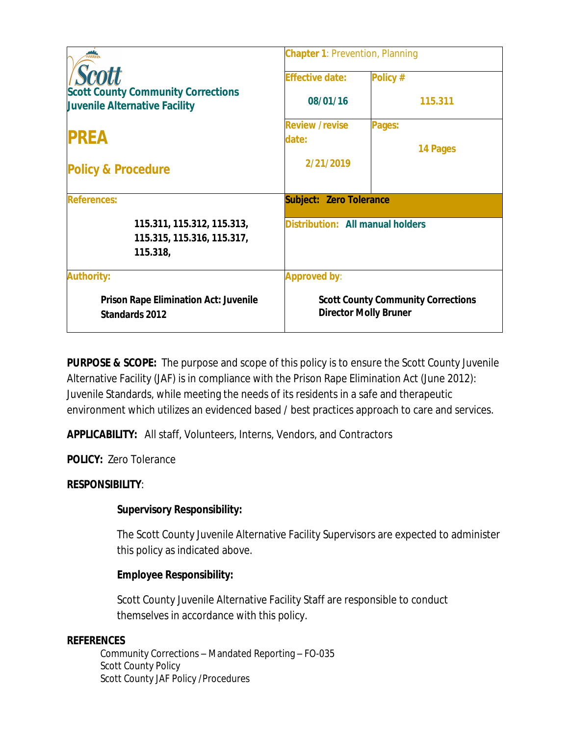| Scott County Community Corrections Juvenile Alternative Facility<br><br>**PREA**<br><br>**Policy & Procedure** | **Chapter 1**: Prevention, Planning | |
|---|---|---|
| | **Effective date:**<br>08/01/16 | **Policy #**<br>115.311 |
| | **Review / revise date:**<br>2/21/2019 | **Pages:**<br>14 Pages |
| **References:**<br>115.311, 115.312, 115.313, 115.315, 115.316, 115.317, 115.318, | **Subject: Zero Tolerance**<br><br>**Distribution: All manual holders** | |
| **Authority:**<br>Prison Rape Elimination Act: Juvenile Standards 2012 | **Approved by**:<br>Scott County Community Corrections Director Molly Bruner | |

**PURPOSE & SCOPE:** The purpose and scope of this policy is to ensure the Scott County Juvenile Alternative Facility (JAF) is in compliance with the Prison Rape Elimination Act (June 2012): Juvenile Standards, while meeting the needs of its residents in a safe and therapeutic environment which utilizes an evidenced based / best practices approach to care and services.

**APPLICABILITY:** All staff, Volunteers, Interns, Vendors, and Contractors

**POLICY:** Zero Tolerance

**RESPONSIBILITY**:

**Supervisory Responsibility:**

The Scott County Juvenile Alternative Facility Supervisors are expected to administer this policy as indicated above.

**Employee Responsibility:**

Scott County Juvenile Alternative Facility Staff are responsible to conduct themselves in accordance with this policy.

**REFERENCES**

Community Corrections – Mandated Reporting – FO-035
Scott County Policy
Scott County JAF Policy / Procedures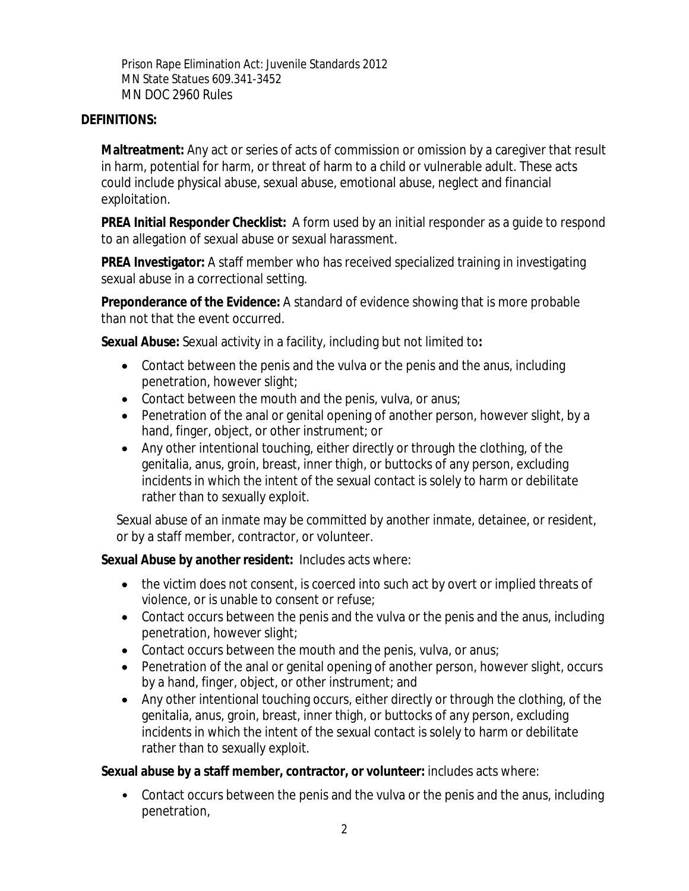Prison Rape Elimination Act: Juvenile Standards 2012
MN State Statues 609.341-3452
MN DOC 2960 Rules

**DEFINITIONS:**

**Maltreatment:** Any act or series of acts of commission or omission by a caregiver that result in harm, potential for harm, or threat of harm to a child or vulnerable adult. These acts could include physical abuse, sexual abuse, emotional abuse, neglect and financial exploitation.

**PREA Initial Responder Checklist:** A form used by an initial responder as a guide to respond to an allegation of sexual abuse or sexual harassment.

**PREA Investigator:** A staff member who has received specialized training in investigating sexual abuse in a correctional setting.

**Preponderance of the Evidence:** A standard of evidence showing that is more probable than not that the event occurred.

**Sexual Abuse:** Sexual activity in a facility, including but not limited to**:**

- Contact between the penis and the vulva or the penis and the anus, including penetration, however slight;
- Contact between the mouth and the penis, vulva, or anus;
- Penetration of the anal or genital opening of another person, however slight, by a hand, finger, object, or other instrument; or
- Any other intentional touching, either directly or through the clothing, of the genitalia, anus, groin, breast, inner thigh, or buttocks of any person, excluding incidents in which the intent of the sexual contact is solely to harm or debilitate rather than to sexually exploit.

Sexual abuse of an inmate may be committed by another inmate, detainee, or resident, or by a staff member, contractor, or volunteer.

**Sexual Abuse by another resident:** Includes acts where:

- the victim does not consent, is coerced into such act by overt or implied threats of violence, or is unable to consent or refuse;
- Contact occurs between the penis and the vulva or the penis and the anus, including penetration, however slight;
- Contact occurs between the mouth and the penis, vulva, or anus;
- Penetration of the anal or genital opening of another person, however slight, occurs by a hand, finger, object, or other instrument; and
- Any other intentional touching occurs, either directly or through the clothing, of the genitalia, anus, groin, breast, inner thigh, or buttocks of any person, excluding incidents in which the intent of the sexual contact is solely to harm or debilitate rather than to sexually exploit.

**Sexual abuse by a staff member, contractor, or volunteer:** includes acts where:

- Contact occurs between the penis and the vulva or the penis and the anus, including penetration,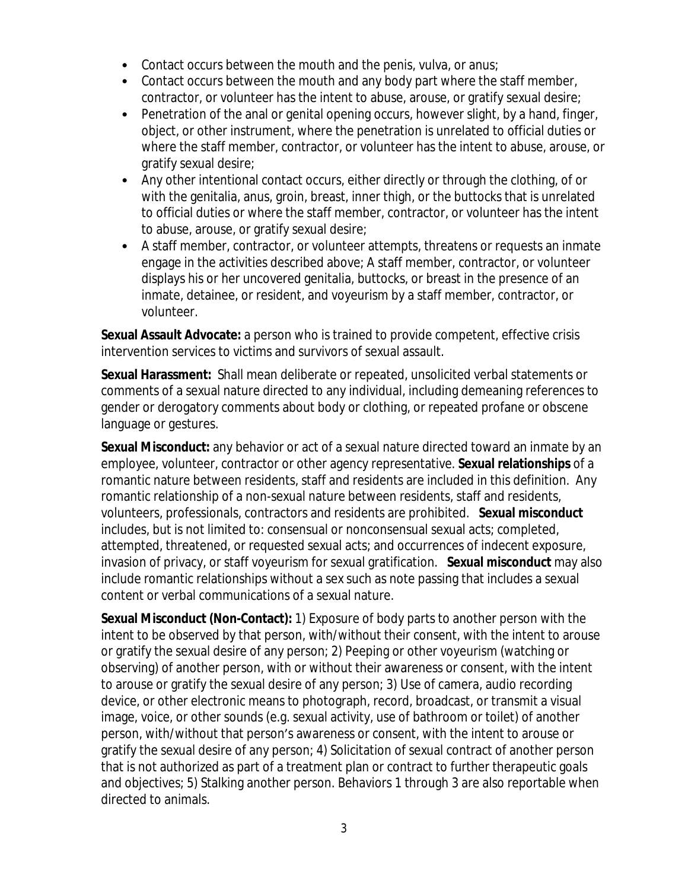- Contact occurs between the mouth and the penis, vulva, or anus;
- Contact occurs between the mouth and any body part where the staff member, contractor, or volunteer has the intent to abuse, arouse, or gratify sexual desire;
- Penetration of the anal or genital opening occurs, however slight, by a hand, finger, object, or other instrument, where the penetration is unrelated to official duties or where the staff member, contractor, or volunteer has the intent to abuse, arouse, or gratify sexual desire;
- Any other intentional contact occurs, either directly or through the clothing, of or with the genitalia, anus, groin, breast, inner thigh, or the buttocks that is unrelated to official duties or where the staff member, contractor, or volunteer has the intent to abuse, arouse, or gratify sexual desire;
- A staff member, contractor, or volunteer attempts, threatens or requests an inmate engage in the activities described above; A staff member, contractor, or volunteer displays his or her uncovered genitalia, buttocks, or breast in the presence of an inmate, detainee, or resident, and voyeurism by a staff member, contractor, or volunteer.

**Sexual Assault Advocate:** a person who is trained to provide competent, effective crisis intervention services to victims and survivors of sexual assault.

**Sexual Harassment:** Shall mean deliberate or repeated, unsolicited verbal statements or comments of a sexual nature directed to any individual, including demeaning references to gender or derogatory comments about body or clothing, or repeated profane or obscene language or gestures.

**Sexual Misconduct:** any behavior or act of a sexual nature directed toward an inmate by an employee, volunteer, contractor or other agency representative. **Sexual relationships** of a romantic nature between residents, staff and residents are included in this definition. Any romantic relationship of a non-sexual nature between residents, staff and residents, volunteers, professionals, contractors and residents are prohibited. **Sexual misconduct** includes, but is not limited to: consensual or nonconsensual sexual acts; completed, attempted, threatened, or requested sexual acts; and occurrences of indecent exposure, invasion of privacy, or staff voyeurism for sexual gratification. **Sexual misconduct** may also include romantic relationships without a sex such as note passing that includes a sexual content or verbal communications of a sexual nature.

**Sexual Misconduct (Non-Contact):** 1) Exposure of body parts to another person with the intent to be observed by that person, with/without their consent, with the intent to arouse or gratify the sexual desire of any person; 2) Peeping or other voyeurism (watching or observing) of another person, with or without their awareness or consent, with the intent to arouse or gratify the sexual desire of any person; 3) Use of camera, audio recording device, or other electronic means to photograph, record, broadcast, or transmit a visual image, voice, or other sounds (e.g. sexual activity, use of bathroom or toilet) of another person, with/without that person's awareness or consent, with the intent to arouse or gratify the sexual desire of any person; 4) Solicitation of sexual contract of another person that is not authorized as part of a treatment plan or contract to further therapeutic goals and objectives; 5) Stalking another person. Behaviors 1 through 3 are also reportable when directed to animals.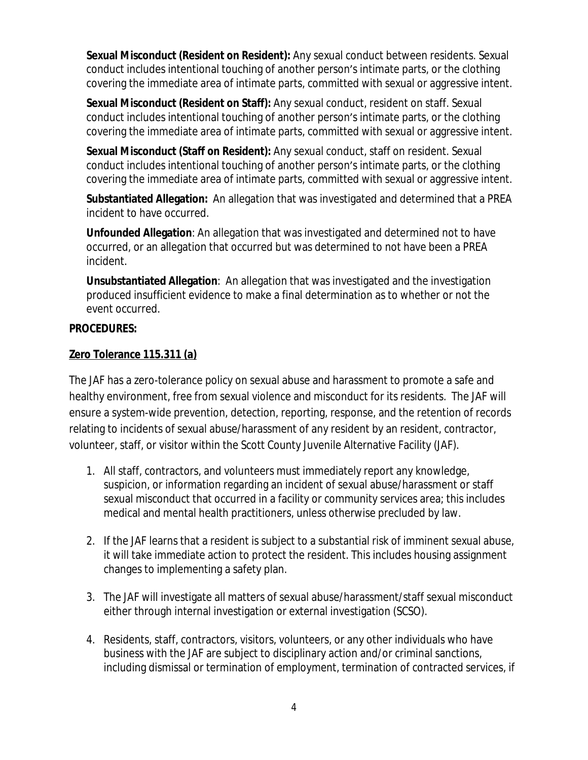**Sexual Misconduct (Resident on Resident):** Any sexual conduct between residents. Sexual conduct includes intentional touching of another person's intimate parts, or the clothing covering the immediate area of intimate parts, committed with sexual or aggressive intent.

**Sexual Misconduct (Resident on Staff):** Any sexual conduct, resident on staff. Sexual conduct includes intentional touching of another person's intimate parts, or the clothing covering the immediate area of intimate parts, committed with sexual or aggressive intent.

**Sexual Misconduct (Staff on Resident):** Any sexual conduct, staff on resident. Sexual conduct includes intentional touching of another person's intimate parts, or the clothing covering the immediate area of intimate parts, committed with sexual or aggressive intent.

**Substantiated Allegation:** An allegation that was investigated and determined that a PREA incident to have occurred.

**Unfounded Allegation**: An allegation that was investigated and determined not to have occurred, or an allegation that occurred but was determined to not have been a PREA incident.

**Unsubstantiated Allegation**: An allegation that was investigated and the investigation produced insufficient evidence to make a final determination as to whether or not the event occurred.

**PROCEDURES:**

**Zero Tolerance 115.311 (a)**

The JAF has a zero-tolerance policy on sexual abuse and harassment to promote a safe and healthy environment, free from sexual violence and misconduct for its residents. The JAF will ensure a system-wide prevention, detection, reporting, response, and the retention of records relating to incidents of sexual abuse/harassment of any resident by an resident, contractor, volunteer, staff, or visitor within the Scott County Juvenile Alternative Facility (JAF).

1. All staff, contractors, and volunteers must immediately report any knowledge, suspicion, or information regarding an incident of sexual abuse/harassment or staff sexual misconduct that occurred in a facility or community services area; this includes medical and mental health practitioners, unless otherwise precluded by law.

2. If the JAF learns that a resident is subject to a substantial risk of imminent sexual abuse, it will take immediate action to protect the resident. This includes housing assignment changes to implementing a safety plan.

3. The JAF will investigate all matters of sexual abuse/harassment/staff sexual misconduct either through internal investigation or external investigation (SCSO).

4. Residents, staff, contractors, visitors, volunteers, or any other individuals who have business with the JAF are subject to disciplinary action and/or criminal sanctions, including dismissal or termination of employment, termination of contracted services, if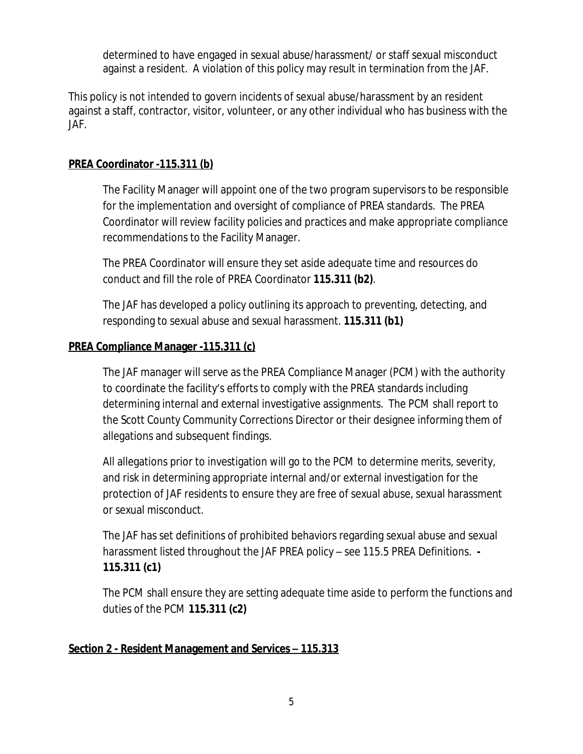determined to have engaged in sexual abuse/harassment/ or staff sexual misconduct against a resident. A violation of this policy may result in termination from the JAF.

This policy is not intended to govern incidents of sexual abuse/harassment by an resident against a staff, contractor, visitor, volunteer, or any other individual who has business with the JAF.

**PREA Coordinator -115.311 (b)**

The Facility Manager will appoint one of the two program supervisors to be responsible for the implementation and oversight of compliance of PREA standards. The PREA Coordinator will review facility policies and practices and make appropriate compliance recommendations to the Facility Manager.

The PREA Coordinator will ensure they set aside adequate time and resources do conduct and fill the role of PREA Coordinator **115.311 (b2)**.

The JAF has developed a policy outlining its approach to preventing, detecting, and responding to sexual abuse and sexual harassment. **115.311 (b1)**

**PREA Compliance Manager -115.311 (c)**

The JAF manager will serve as the PREA Compliance Manager (PCM) with the authority to coordinate the facility's efforts to comply with the PREA standards including determining internal and external investigative assignments. The PCM shall report to the Scott County Community Corrections Director or their designee informing them of allegations and subsequent findings.

All allegations prior to investigation will go to the PCM to determine merits, severity, and risk in determining appropriate internal and/or external investigation for the protection of JAF residents to ensure they are free of sexual abuse, sexual harassment or sexual misconduct.

The JAF has set definitions of prohibited behaviors regarding sexual abuse and sexual harassment listed throughout the JAF PREA policy – see 115.5 PREA Definitions. **-115.311 (c1)**

The PCM shall ensure they are setting adequate time aside to perform the functions and duties of the PCM **115.311 (c2)**

**Section 2 - Resident Management and Services – 115.313**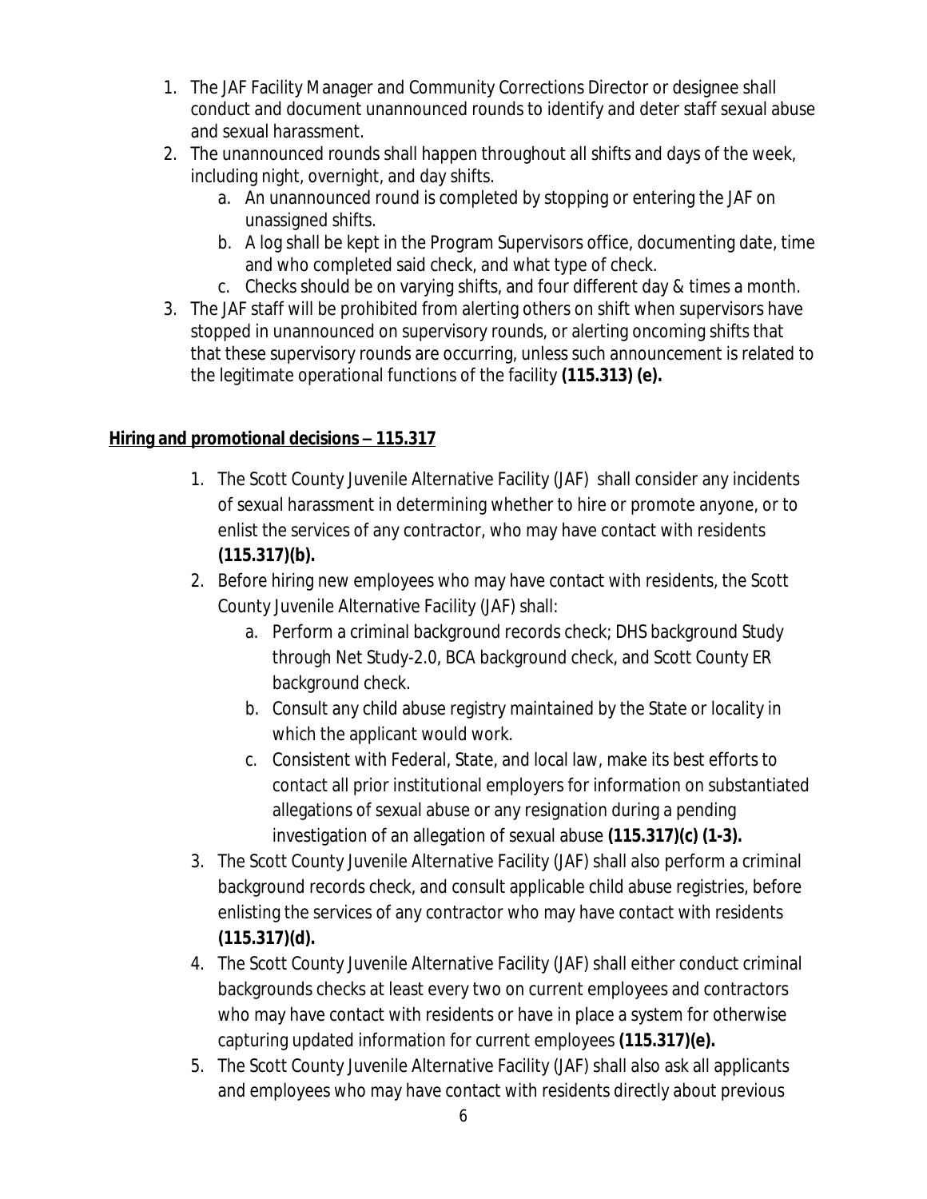1. The JAF Facility Manager and Community Corrections Director or designee shall conduct and document unannounced rounds to identify and deter staff sexual abuse and sexual harassment.
2. The unannounced rounds shall happen throughout all shifts and days of the week, including night, overnight, and day shifts.
   a. An unannounced round is completed by stopping or entering the JAF on unassigned shifts.
   b. A log shall be kept in the Program Supervisors office, documenting date, time and who completed said check, and what type of check.
   c. Checks should be on varying shifts, and four different day & times a month.
3. The JAF staff will be prohibited from alerting others on shift when supervisors have stopped in unannounced on supervisory rounds, or alerting oncoming shifts that that these supervisory rounds are occurring, unless such announcement is related to the legitimate operational functions of the facility **(115.313) (e).**

**Hiring and promotional decisions – 115.317**

1. The Scott County Juvenile Alternative Facility (JAF) shall consider any incidents of sexual harassment in determining whether to hire or promote anyone, or to enlist the services of any contractor, who may have contact with residents **(115.317)(b).**
2. Before hiring new employees who may have contact with residents, the Scott County Juvenile Alternative Facility (JAF) shall:
   a. Perform a criminal background records check; DHS background Study through Net Study-2.0, BCA background check, and Scott County ER background check.
   b. Consult any child abuse registry maintained by the State or locality in which the applicant would work.
   c. Consistent with Federal, State, and local law, make its best efforts to contact all prior institutional employers for information on substantiated allegations of sexual abuse or any resignation during a pending investigation of an allegation of sexual abuse **(115.317)(c) (1-3).**
3. The Scott County Juvenile Alternative Facility (JAF) shall also perform a criminal background records check, and consult applicable child abuse registries, before enlisting the services of any contractor who may have contact with residents **(115.317)(d).**
4. The Scott County Juvenile Alternative Facility (JAF) shall either conduct criminal backgrounds checks at least every two on current employees and contractors who may have contact with residents or have in place a system for otherwise capturing updated information for current employees **(115.317)(e).**
5. The Scott County Juvenile Alternative Facility (JAF) shall also ask all applicants and employees who may have contact with residents directly about previous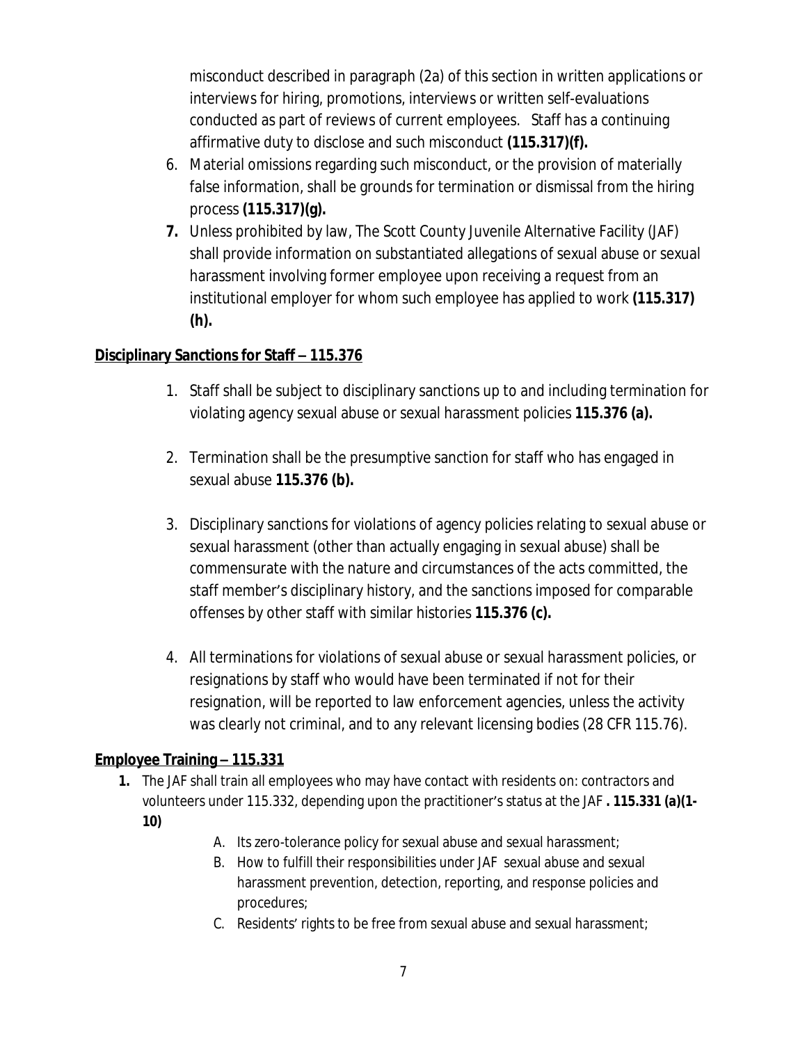misconduct described in paragraph (2a) of this section in written applications or interviews for hiring, promotions, interviews or written self-evaluations conducted as part of reviews of current employees. Staff has a continuing affirmative duty to disclose and such misconduct **(115.317)(f).**

6. Material omissions regarding such misconduct, or the provision of materially false information, shall be grounds for termination or dismissal from the hiring process **(115.317)(g).**
7. Unless prohibited by law, The Scott County Juvenile Alternative Facility (JAF) shall provide information on substantiated allegations of sexual abuse or sexual harassment involving former employee upon receiving a request from an institutional employer for whom such employee has applied to work **(115.317) (h).**

## Disciplinary Sanctions for Staff – 115.376

1. Staff shall be subject to disciplinary sanctions up to and including termination for violating agency sexual abuse or sexual harassment policies **115.376 (a).**

2. Termination shall be the presumptive sanction for staff who has engaged in sexual abuse **115.376 (b).**

3. Disciplinary sanctions for violations of agency policies relating to sexual abuse or sexual harassment (other than actually engaging in sexual abuse) shall be commensurate with the nature and circumstances of the acts committed, the staff member's disciplinary history, and the sanctions imposed for comparable offenses by other staff with similar histories **115.376 (c).**

4. All terminations for violations of sexual abuse or sexual harassment policies, or resignations by staff who would have been terminated if not for their resignation, will be reported to law enforcement agencies, unless the activity was clearly not criminal, and to any relevant licensing bodies (28 CFR 115.76).

## Employee Training – 115.331

1. The JAF shall train all employees who may have contact with residents on: contractors and volunteers under 115.332, depending upon the practitioner's status at the JAF **. 115.331 (a)(1-10)**
   - A. Its zero-tolerance policy for sexual abuse and sexual harassment;
   - B. How to fulfill their responsibilities under JAF sexual abuse and sexual harassment prevention, detection, reporting, and response policies and procedures;
   - C. Residents' rights to be free from sexual abuse and sexual harassment;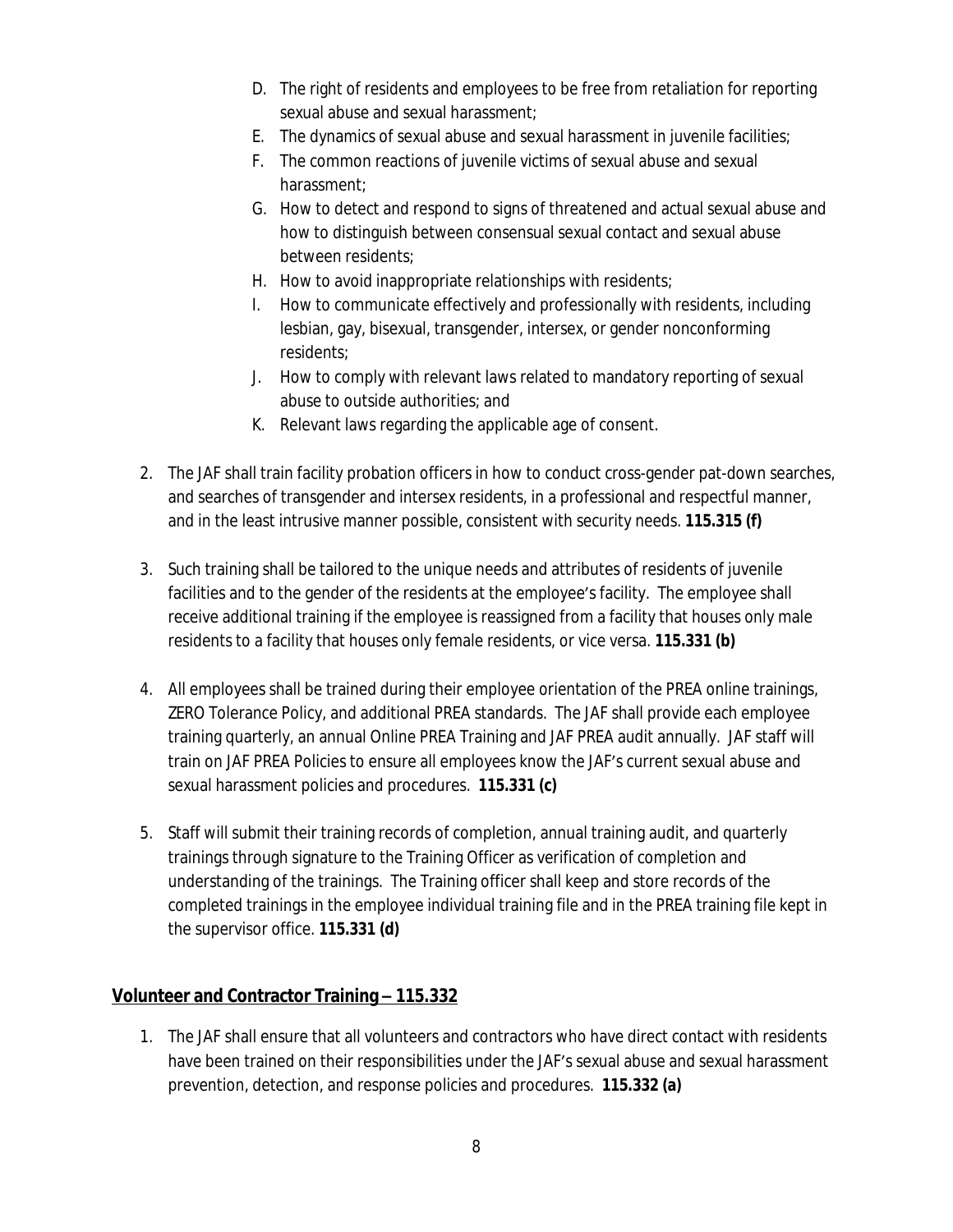D. The right of residents and employees to be free from retaliation for reporting sexual abuse and sexual harassment;
E. The dynamics of sexual abuse and sexual harassment in juvenile facilities;
F. The common reactions of juvenile victims of sexual abuse and sexual harassment;
G. How to detect and respond to signs of threatened and actual sexual abuse and how to distinguish between consensual sexual contact and sexual abuse between residents;
H. How to avoid inappropriate relationships with residents;
I. How to communicate effectively and professionally with residents, including lesbian, gay, bisexual, transgender, intersex, or gender nonconforming residents;
J. How to comply with relevant laws related to mandatory reporting of sexual abuse to outside authorities; and
K. Relevant laws regarding the applicable age of consent.

2. The JAF shall train facility probation officers in how to conduct cross-gender pat-down searches, and searches of transgender and intersex residents, in a professional and respectful manner, and in the least intrusive manner possible, consistent with security needs. **115.315 (f)**

3. Such training shall be tailored to the unique needs and attributes of residents of juvenile facilities and to the gender of the residents at the employee's facility. The employee shall receive additional training if the employee is reassigned from a facility that houses only male residents to a facility that houses only female residents, or vice versa. **115.331 (b)**

4. All employees shall be trained during their employee orientation of the PREA online trainings, ZERO Tolerance Policy, and additional PREA standards. The JAF shall provide each employee training quarterly, an annual Online PREA Training and JAF PREA audit annually. JAF staff will train on JAF PREA Policies to ensure all employees know the JAF's current sexual abuse and sexual harassment policies and procedures. **115.331 (c)**

5. Staff will submit their training records of completion, annual training audit, and quarterly trainings through signature to the Training Officer as verification of completion and understanding of the trainings. The Training officer shall keep and store records of the completed trainings in the employee individual training file and in the PREA training file kept in the supervisor office. **115.331 (d)**

## Volunteer and Contractor Training – 115.332

1. The JAF shall ensure that all volunteers and contractors who have direct contact with residents have been trained on their responsibilities under the JAF's sexual abuse and sexual harassment prevention, detection, and response policies and procedures. **115.332 (a)**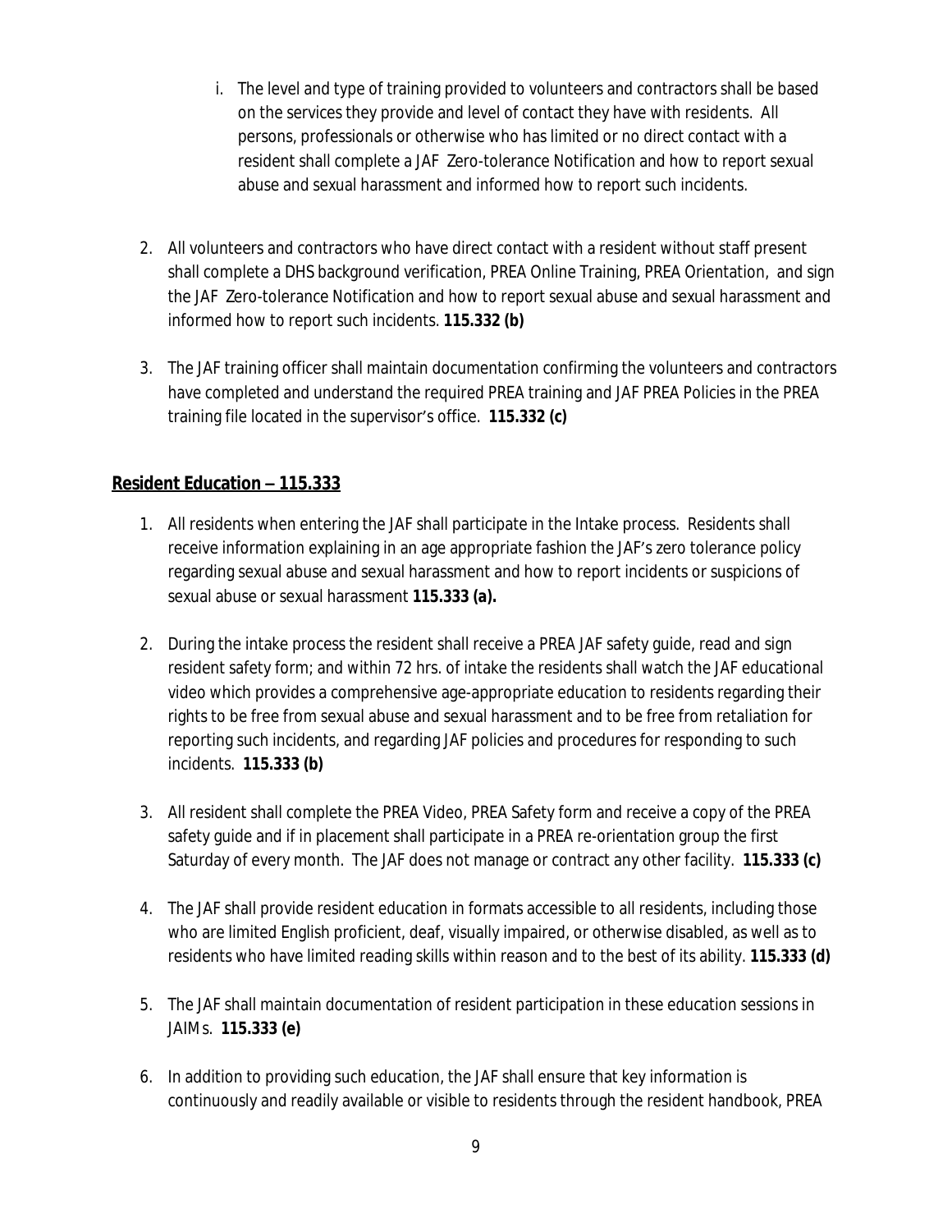i. The level and type of training provided to volunteers and contractors shall be based on the services they provide and level of contact they have with residents. All persons, professionals or otherwise who has limited or no direct contact with a resident shall complete a JAF Zero-tolerance Notification and how to report sexual abuse and sexual harassment and informed how to report such incidents.

2. All volunteers and contractors who have direct contact with a resident without staff present shall complete a DHS background verification, PREA Online Training, PREA Orientation, and sign the JAF Zero-tolerance Notification and how to report sexual abuse and sexual harassment and informed how to report such incidents. **115.332 (b)**

3. The JAF training officer shall maintain documentation confirming the volunteers and contractors have completed and understand the required PREA training and JAF PREA Policies in the PREA training file located in the supervisor's office. **115.332 (c)**

## Resident Education – 115.333

1. All residents when entering the JAF shall participate in the Intake process. Residents shall receive information explaining in an age appropriate fashion the JAF's zero tolerance policy regarding sexual abuse and sexual harassment and how to report incidents or suspicions of sexual abuse or sexual harassment **115.333 (a).**

2. During the intake process the resident shall receive a PREA JAF safety guide, read and sign resident safety form; and within 72 hrs. of intake the residents shall watch the JAF educational video which provides a comprehensive age-appropriate education to residents regarding their rights to be free from sexual abuse and sexual harassment and to be free from retaliation for reporting such incidents, and regarding JAF policies and procedures for responding to such incidents. **115.333 (b)**

3. All resident shall complete the PREA Video, PREA Safety form and receive a copy of the PREA safety guide and if in placement shall participate in a PREA re-orientation group the first Saturday of every month. The JAF does not manage or contract any other facility. **115.333 (c)**

4. The JAF shall provide resident education in formats accessible to all residents, including those who are limited English proficient, deaf, visually impaired, or otherwise disabled, as well as to residents who have limited reading skills within reason and to the best of its ability. **115.333 (d)**

5. The JAF shall maintain documentation of resident participation in these education sessions in JAIMs. **115.333 (e)**

6. In addition to providing such education, the JAF shall ensure that key information is continuously and readily available or visible to residents through the resident handbook, PREA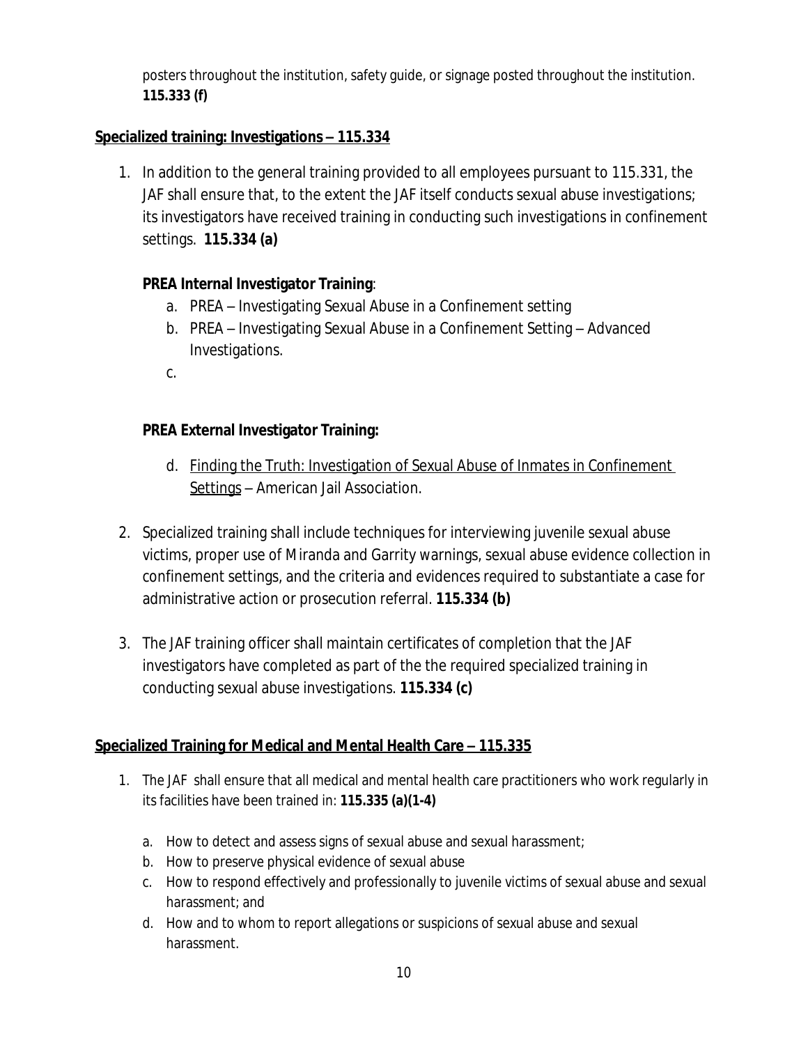posters throughout the institution, safety guide, or signage posted throughout the institution. **115.333 (f)**

**Specialized training: Investigations – 115.334**

1. In addition to the general training provided to all employees pursuant to 115.331, the JAF shall ensure that, to the extent the JAF itself conducts sexual abuse investigations; its investigators have received training in conducting such investigations in confinement settings. **115.334 (a)**

   **PREA Internal Investigator Training**:

   a. PREA – Investigating Sexual Abuse in a Confinement setting
   b. PREA – Investigating Sexual Abuse in a Confinement Setting – Advanced Investigations.
   c.

   **PREA External Investigator Training:**

   d. Finding the Truth: Investigation of Sexual Abuse of Inmates in Confinement Settings – American Jail Association.

2. Specialized training shall include techniques for interviewing juvenile sexual abuse victims, proper use of Miranda and Garrity warnings, sexual abuse evidence collection in confinement settings, and the criteria and evidences required to substantiate a case for administrative action or prosecution referral. **115.334 (b)**

3. The JAF training officer shall maintain certificates of completion that the JAF investigators have completed as part of the the required specialized training in conducting sexual abuse investigations. **115.334 (c)**

**Specialized Training for Medical and Mental Health Care – 115.335**

1. The JAF shall ensure that all medical and mental health care practitioners who work regularly in its facilities have been trained in: **115.335 (a)(1-4)**

   a. How to detect and assess signs of sexual abuse and sexual harassment;
   b. How to preserve physical evidence of sexual abuse
   c. How to respond effectively and professionally to juvenile victims of sexual abuse and sexual harassment; and
   d. How and to whom to report allegations or suspicions of sexual abuse and sexual harassment.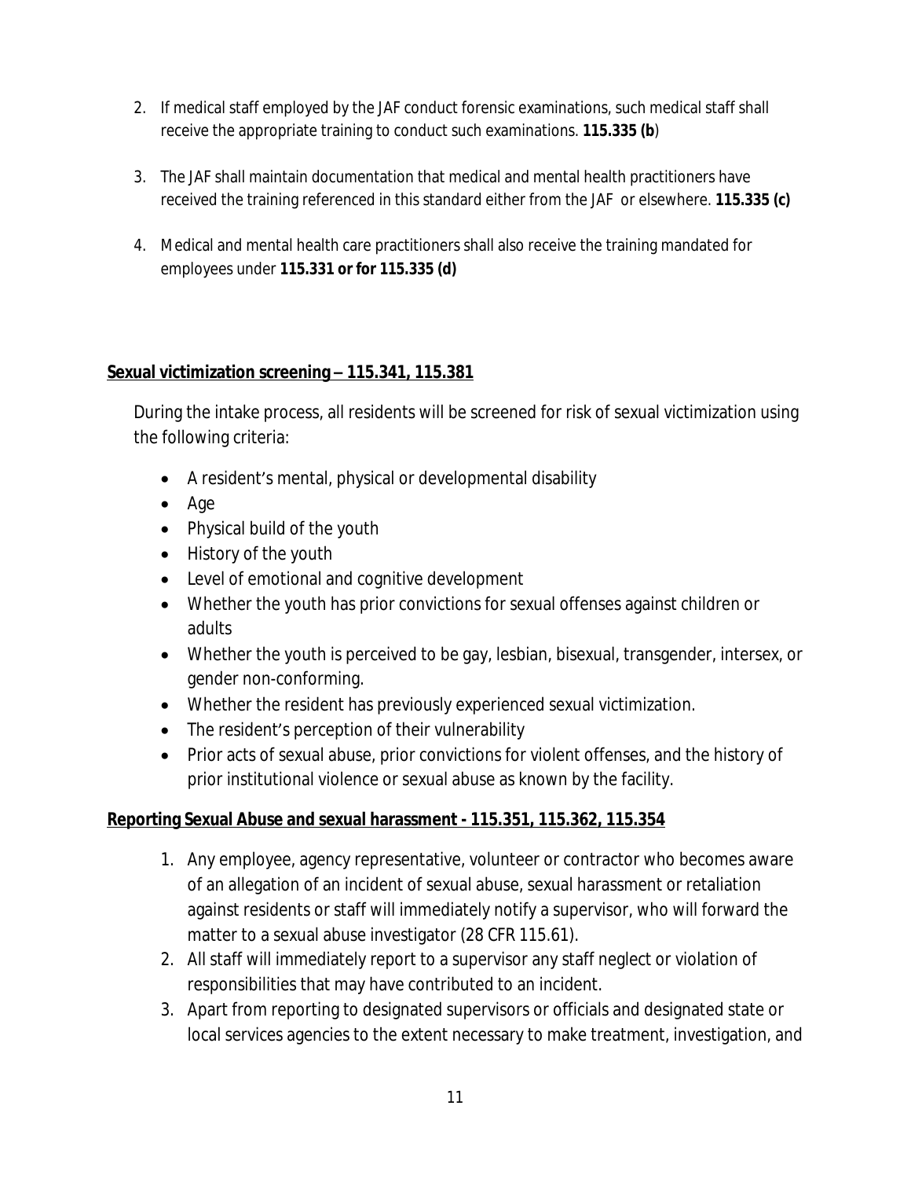2. If medical staff employed by the JAF conduct forensic examinations, such medical staff shall receive the appropriate training to conduct such examinations. **115.335 (b**)

3. The JAF shall maintain documentation that medical and mental health practitioners have received the training referenced in this standard either from the JAF or elsewhere. **115.335 (c)**

4. Medical and mental health care practitioners shall also receive the training mandated for employees under **115.331 or for 115.335 (d)**

**Sexual victimization screening – 115.341, 115.381**

During the intake process, all residents will be screened for risk of sexual victimization using the following criteria:

- A resident's mental, physical or developmental disability
- Age
- Physical build of the youth
- History of the youth
- Level of emotional and cognitive development
- Whether the youth has prior convictions for sexual offenses against children or adults
- Whether the youth is perceived to be gay, lesbian, bisexual, transgender, intersex, or gender non-conforming.
- Whether the resident has previously experienced sexual victimization.
- The resident's perception of their vulnerability
- Prior acts of sexual abuse, prior convictions for violent offenses, and the history of prior institutional violence or sexual abuse as known by the facility.

**Reporting Sexual Abuse and sexual harassment - 115.351, 115.362, 115.354**

1. Any employee, agency representative, volunteer or contractor who becomes aware of an allegation of an incident of sexual abuse, sexual harassment or retaliation against residents or staff will immediately notify a supervisor, who will forward the matter to a sexual abuse investigator (28 CFR 115.61).
2. All staff will immediately report to a supervisor any staff neglect or violation of responsibilities that may have contributed to an incident.
3. Apart from reporting to designated supervisors or officials and designated state or local services agencies to the extent necessary to make treatment, investigation, and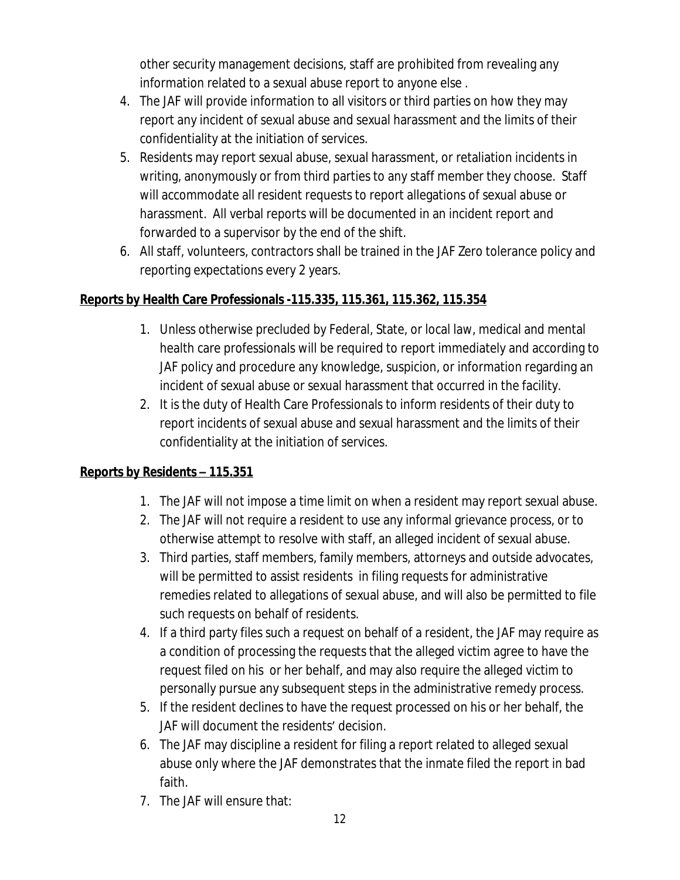other security management decisions, staff are prohibited from revealing any information related to a sexual abuse report to anyone else .

4. The JAF will provide information to all visitors or third parties on how they may report any incident of sexual abuse and sexual harassment and the limits of their confidentiality at the initiation of services.
5. Residents may report sexual abuse, sexual harassment, or retaliation incidents in writing, anonymously or from third parties to any staff member they choose. Staff will accommodate all resident requests to report allegations of sexual abuse or harassment. All verbal reports will be documented in an incident report and forwarded to a supervisor by the end of the shift.
6. All staff, volunteers, contractors shall be trained in the JAF Zero tolerance policy and reporting expectations every 2 years.

**Reports by Health Care Professionals -115.335, 115.361, 115.362, 115.354**

1. Unless otherwise precluded by Federal, State, or local law, medical and mental health care professionals will be required to report immediately and according to JAF policy and procedure any knowledge, suspicion, or information regarding an incident of sexual abuse or sexual harassment that occurred in the facility.
2. It is the duty of Health Care Professionals to inform residents of their duty to report incidents of sexual abuse and sexual harassment and the limits of their confidentiality at the initiation of services.

**Reports by Residents – 115.351**

1. The JAF will not impose a time limit on when a resident may report sexual abuse.
2. The JAF will not require a resident to use any informal grievance process, or to otherwise attempt to resolve with staff, an alleged incident of sexual abuse.
3. Third parties, staff members, family members, attorneys and outside advocates, will be permitted to assist residents in filing requests for administrative remedies related to allegations of sexual abuse, and will also be permitted to file such requests on behalf of residents.
4. If a third party files such a request on behalf of a resident, the JAF may require as a condition of processing the requests that the alleged victim agree to have the request filed on his or her behalf, and may also require the alleged victim to personally pursue any subsequent steps in the administrative remedy process.
5. If the resident declines to have the request processed on his or her behalf, the JAF will document the residents' decision.
6. The JAF may discipline a resident for filing a report related to alleged sexual abuse only where the JAF demonstrates that the inmate filed the report in bad faith.
7. The JAF will ensure that: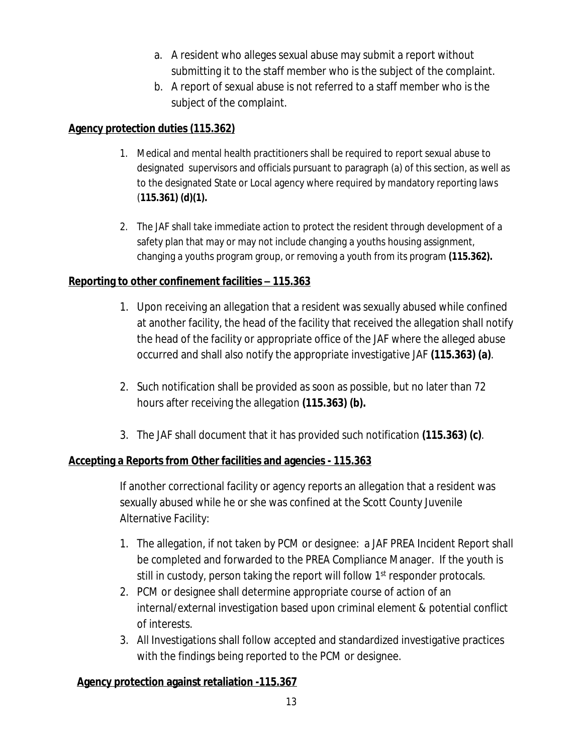a. A resident who alleges sexual abuse may submit a report without submitting it to the staff member who is the subject of the complaint.
b. A report of sexual abuse is not referred to a staff member who is the subject of the complaint.

**Agency protection duties (115.362)**

1. Medical and mental health practitioners shall be required to report sexual abuse to designated supervisors and officials pursuant to paragraph (a) of this section, as well as to the designated State or Local agency where required by mandatory reporting laws (**115.361) (d)(1).**

2. The JAF shall take immediate action to protect the resident through development of a safety plan that may or may not include changing a youths housing assignment, changing a youths program group, or removing a youth from its program **(115.362).**

**Reporting to other confinement facilities – 115.363**

1. Upon receiving an allegation that a resident was sexually abused while confined at another facility, the head of the facility that received the allegation shall notify the head of the facility or appropriate office of the JAF where the alleged abuse occurred and shall also notify the appropriate investigative JAF **(115.363) (a)**.

2. Such notification shall be provided as soon as possible, but no later than 72 hours after receiving the allegation **(115.363) (b).**

3. The JAF shall document that it has provided such notification **(115.363) (c)**.

**Accepting a Reports from Other facilities and agencies - 115.363**

If another correctional facility or agency reports an allegation that a resident was sexually abused while he or she was confined at the Scott County Juvenile Alternative Facility:

1. The allegation, if not taken by PCM or designee: a JAF PREA Incident Report shall be completed and forwarded to the PREA Compliance Manager. If the youth is still in custody, person taking the report will follow 1st responder protocals.
2. PCM or designee shall determine appropriate course of action of an internal/external investigation based upon criminal element & potential conflict of interests.
3. All Investigations shall follow accepted and standardized investigative practices with the findings being reported to the PCM or designee.

**Agency protection against retaliation -115.367**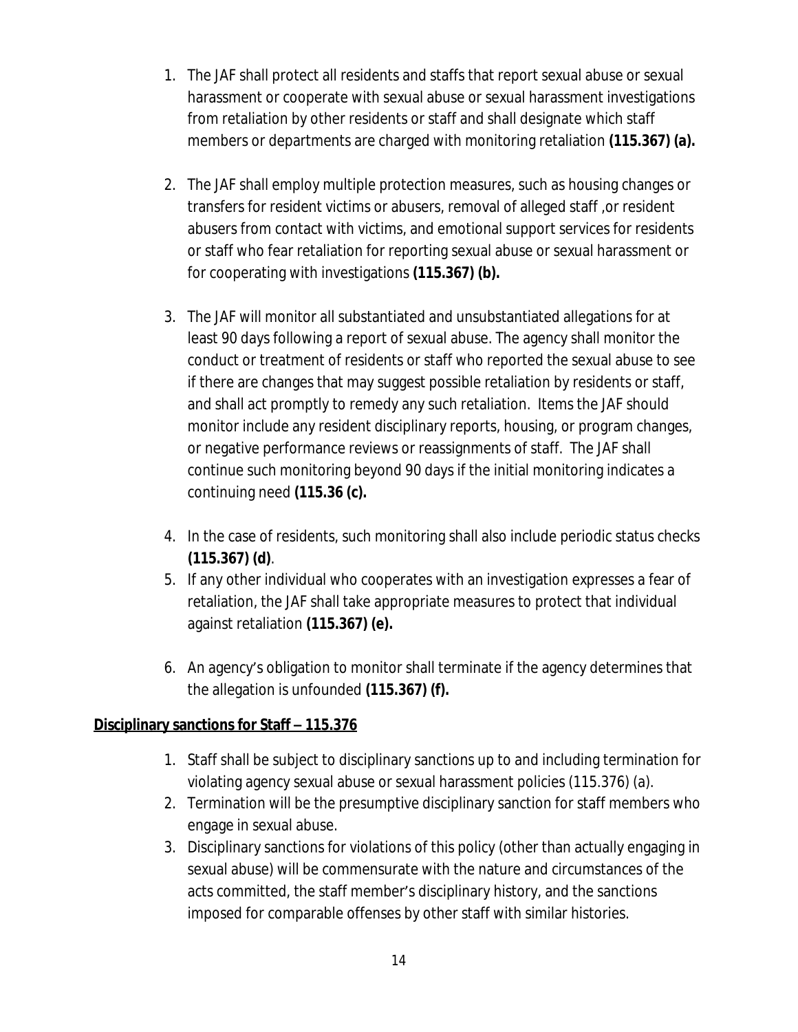1. The JAF shall protect all residents and staffs that report sexual abuse or sexual harassment or cooperate with sexual abuse or sexual harassment investigations from retaliation by other residents or staff and shall designate which staff members or departments are charged with monitoring retaliation **(115.367) (a).**

2. The JAF shall employ multiple protection measures, such as housing changes or transfers for resident victims or abusers, removal of alleged staff ,or resident abusers from contact with victims, and emotional support services for residents or staff who fear retaliation for reporting sexual abuse or sexual harassment or for cooperating with investigations **(115.367) (b).**

3. The JAF will monitor all substantiated and unsubstantiated allegations for at least 90 days following a report of sexual abuse. The agency shall monitor the conduct or treatment of residents or staff who reported the sexual abuse to see if there are changes that may suggest possible retaliation by residents or staff, and shall act promptly to remedy any such retaliation. Items the JAF should monitor include any resident disciplinary reports, housing, or program changes, or negative performance reviews or reassignments of staff. The JAF shall continue such monitoring beyond 90 days if the initial monitoring indicates a continuing need **(115.36 (c).**

4. In the case of residents, such monitoring shall also include periodic status checks **(115.367) (d)**.
5. If any other individual who cooperates with an investigation expresses a fear of retaliation, the JAF shall take appropriate measures to protect that individual against retaliation **(115.367) (e).**

6. An agency's obligation to monitor shall terminate if the agency determines that the allegation is unfounded **(115.367) (f).**

**<u>Disciplinary sanctions for Staff – 115.376</u>**

1. Staff shall be subject to disciplinary sanctions up to and including termination for violating agency sexual abuse or sexual harassment policies (115.376) (a).
2. Termination will be the presumptive disciplinary sanction for staff members who engage in sexual abuse.
3. Disciplinary sanctions for violations of this policy (other than actually engaging in sexual abuse) will be commensurate with the nature and circumstances of the acts committed, the staff member's disciplinary history, and the sanctions imposed for comparable offenses by other staff with similar histories.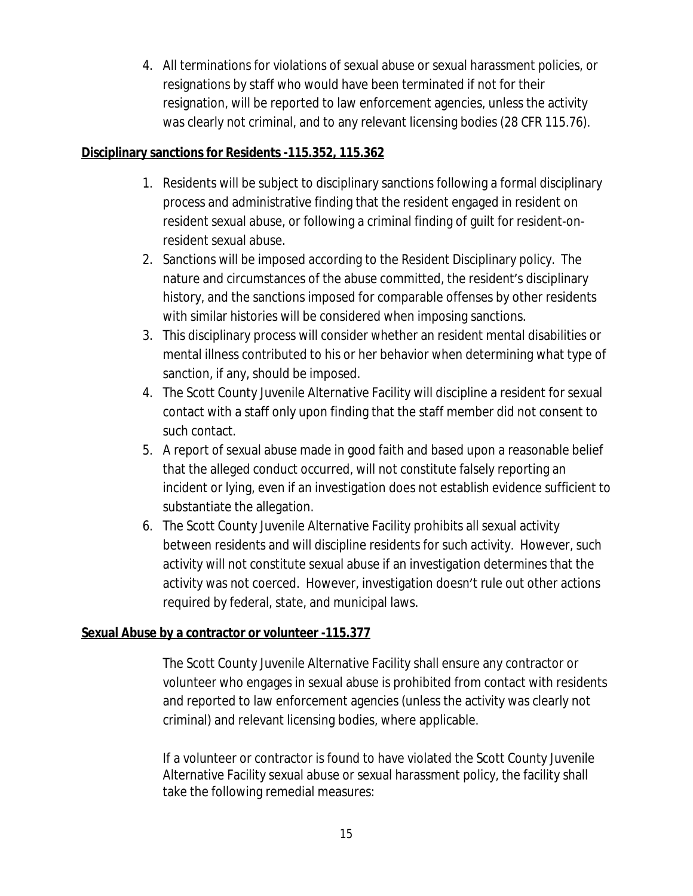4. All terminations for violations of sexual abuse or sexual harassment policies, or resignations by staff who would have been terminated if not for their resignation, will be reported to law enforcement agencies, unless the activity was clearly not criminal, and to any relevant licensing bodies (28 CFR 115.76).

**Disciplinary sanctions for Residents -115.352, 115.362**

1. Residents will be subject to disciplinary sanctions following a formal disciplinary process and administrative finding that the resident engaged in resident on resident sexual abuse, or following a criminal finding of guilt for resident-on-resident sexual abuse.
2. Sanctions will be imposed according to the Resident Disciplinary policy. The nature and circumstances of the abuse committed, the resident's disciplinary history, and the sanctions imposed for comparable offenses by other residents with similar histories will be considered when imposing sanctions.
3. This disciplinary process will consider whether an resident mental disabilities or mental illness contributed to his or her behavior when determining what type of sanction, if any, should be imposed.
4. The Scott County Juvenile Alternative Facility will discipline a resident for sexual contact with a staff only upon finding that the staff member did not consent to such contact.
5. A report of sexual abuse made in good faith and based upon a reasonable belief that the alleged conduct occurred, will not constitute falsely reporting an incident or lying, even if an investigation does not establish evidence sufficient to substantiate the allegation.
6. The Scott County Juvenile Alternative Facility prohibits all sexual activity between residents and will discipline residents for such activity. However, such activity will not constitute sexual abuse if an investigation determines that the activity was not coerced. However, investigation doesn't rule out other actions required by federal, state, and municipal laws.

**Sexual Abuse by a contractor or volunteer -115.377**

The Scott County Juvenile Alternative Facility shall ensure any contractor or volunteer who engages in sexual abuse is prohibited from contact with residents and reported to law enforcement agencies (unless the activity was clearly not criminal) and relevant licensing bodies, where applicable.

If a volunteer or contractor is found to have violated the Scott County Juvenile Alternative Facility sexual abuse or sexual harassment policy, the facility shall take the following remedial measures: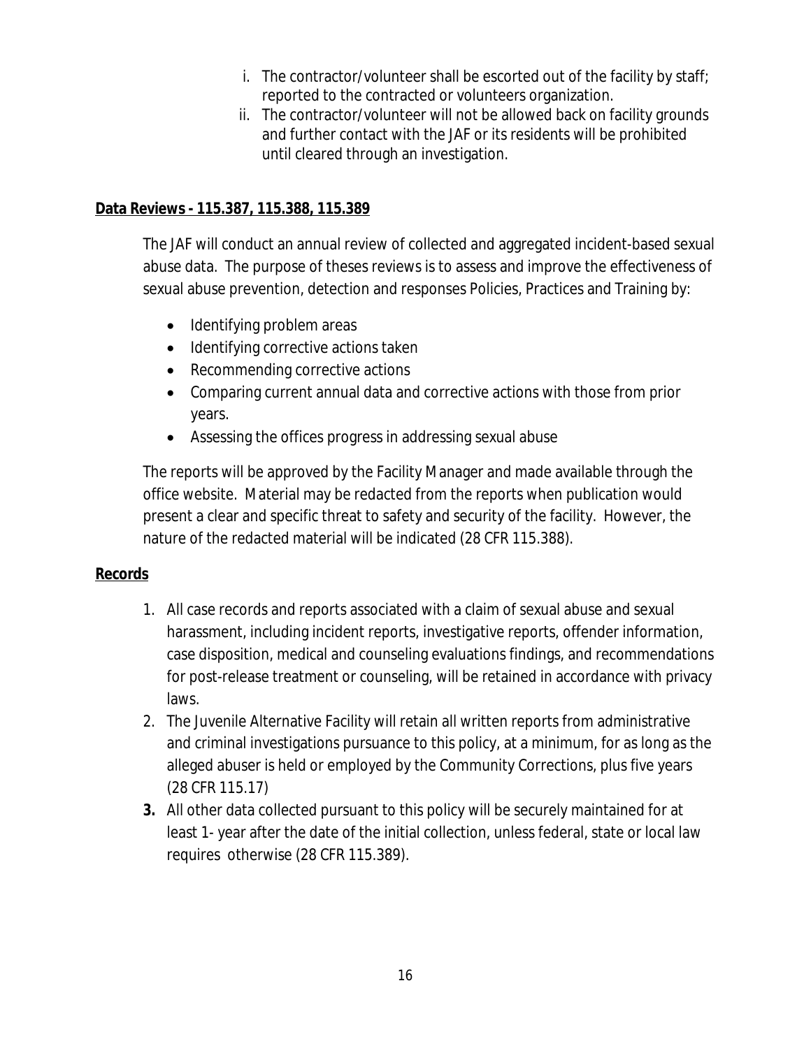i. The contractor/volunteer shall be escorted out of the facility by staff; reported to the contracted or volunteers organization.

ii. The contractor/volunteer will not be allowed back on facility grounds and further contact with the JAF or its residents will be prohibited until cleared through an investigation.

**Data Reviews - 115.387, 115.388, 115.389**

The JAF will conduct an annual review of collected and aggregated incident-based sexual abuse data. The purpose of theses reviews is to assess and improve the effectiveness of sexual abuse prevention, detection and responses Policies, Practices and Training by:

- Identifying problem areas
- Identifying corrective actions taken
- Recommending corrective actions
- Comparing current annual data and corrective actions with those from prior years.
- Assessing the offices progress in addressing sexual abuse

The reports will be approved by the Facility Manager and made available through the office website. Material may be redacted from the reports when publication would present a clear and specific threat to safety and security of the facility. However, the nature of the redacted material will be indicated (28 CFR 115.388).

**Records**

1. All case records and reports associated with a claim of sexual abuse and sexual harassment, including incident reports, investigative reports, offender information, case disposition, medical and counseling evaluations findings, and recommendations for post-release treatment or counseling, will be retained in accordance with privacy laws.
2. The Juvenile Alternative Facility will retain all written reports from administrative and criminal investigations pursuance to this policy, at a minimum, for as long as the alleged abuser is held or employed by the Community Corrections, plus five years (28 CFR 115.17)
3. All other data collected pursuant to this policy will be securely maintained for at least 1- year after the date of the initial collection, unless federal, state or local law requires otherwise (28 CFR 115.389).